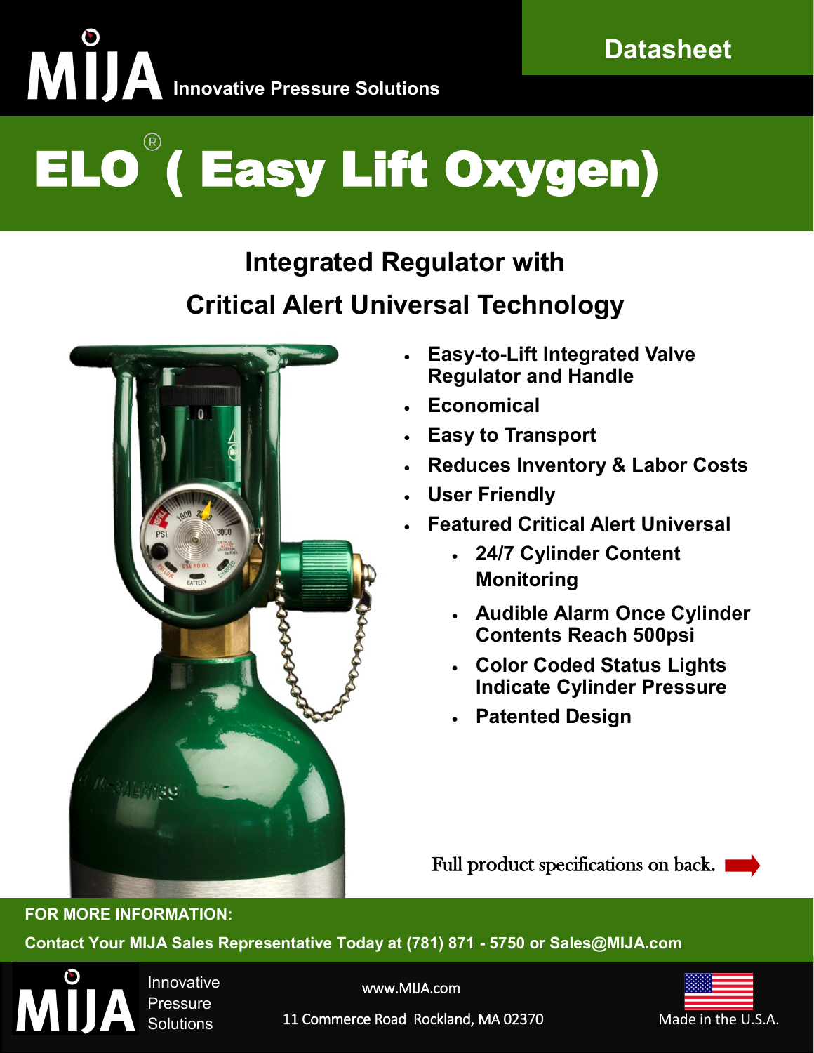MIJA Innovative Pressure Solutions

Datasheet

# ELO® ( Easy Lift Oxygen)

## Integrated Regulator with Critical Alert Universal Technology

- **Easy-to-Lift Integrated Valve Regulator and Handle**
- **Economical**
- **Easy to Transport**
- **Reduces Inventory & Labor Costs**
- **User Friendly**
- **Featured Critical Alert Universal**
  - **24/7 Cylinder Content Monitoring**
  - **Audible Alarm Once Cylinder Contents Reach 500psi**
  - **Color Coded Status Lights Indicate Cylinder Pressure**
  - **Patented Design**

Full product specifications on back.

**FOR MORE INFORMATION:**

**Contact Your MIJA Sales Representative Today at (781) 871 - 5750 or Sales@MIJA.com**

MIJA Innovative Pressure Solutions

www.MIJA.com

11 Commerce Road Rockland, MA 02370

Made in the U.S.A.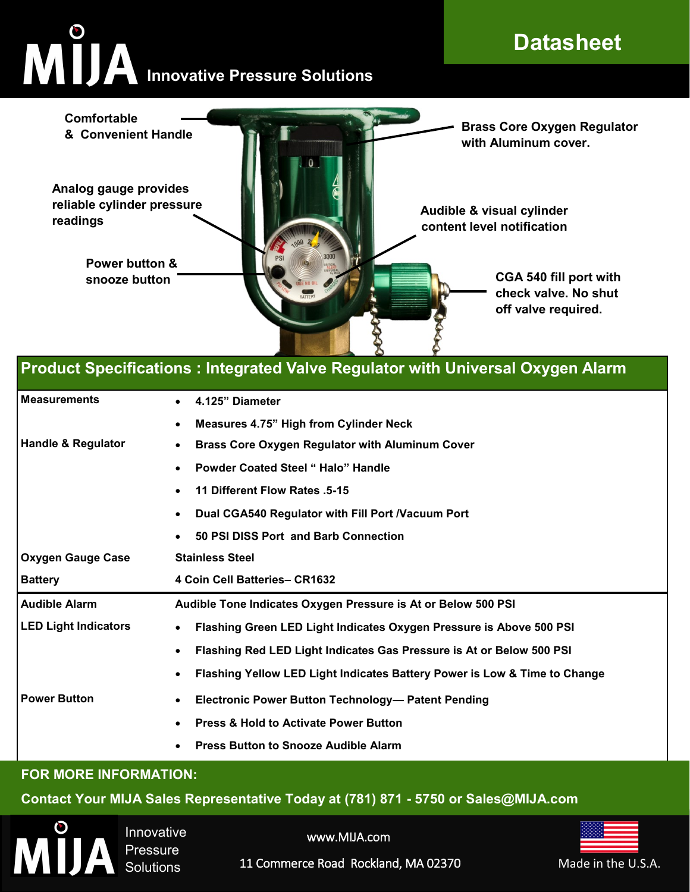# MIJA Innovative Pressure Solutions

## Datasheet

Comfortable & Convenient Handle

Brass Core Oxygen Regulator with Aluminum cover.

Analog gauge provides reliable cylinder pressure readings

Audible & visual cylinder content level notification

Power button & snooze button

CGA 540 fill port with check valve. No shut off valve required.

## Product Specifications : Integrated Valve Regulator with Universal Oxygen Alarm

| | |
|---|---|
| **Measurements** | • 4.125" Diameter<br>• Measures 4.75" High from Cylinder Neck |
| **Handle & Regulator** | • Brass Core Oxygen Regulator with Aluminum Cover<br>• Powder Coated Steel " Halo" Handle<br>• 11 Different Flow Rates .5-15<br>• Dual CGA540 Regulator with Fill Port /Vacuum Port<br>• 50 PSI DISS Port and Barb Connection |
| **Oxygen Gauge Case** | Stainless Steel |
| **Battery** | 4 Coin Cell Batteries– CR1632 |
| **Audible Alarm** | Audible Tone Indicates Oxygen Pressure is At or Below 500 PSI |
| **LED Light Indicators** | • Flashing Green LED Light Indicates Oxygen Pressure is Above 500 PSI<br>• Flashing Red LED Light Indicates Gas Pressure is At or Below 500 PSI<br>• Flashing Yellow LED Light Indicates Battery Power is Low & Time to Change |
| **Power Button** | • Electronic Power Button Technology— Patent Pending<br>• Press & Hold to Activate Power Button<br>• Press Button to Snooze Audible Alarm |

**FOR MORE INFORMATION:**

**Contact Your MIJA Sales Representative Today at (781) 871 - 5750 or Sales@MIJA.com**

MIJA Innovative Pressure Solutions

www.MIJA.com

11 Commerce Road Rockland, MA 02370

Made in the U.S.A.